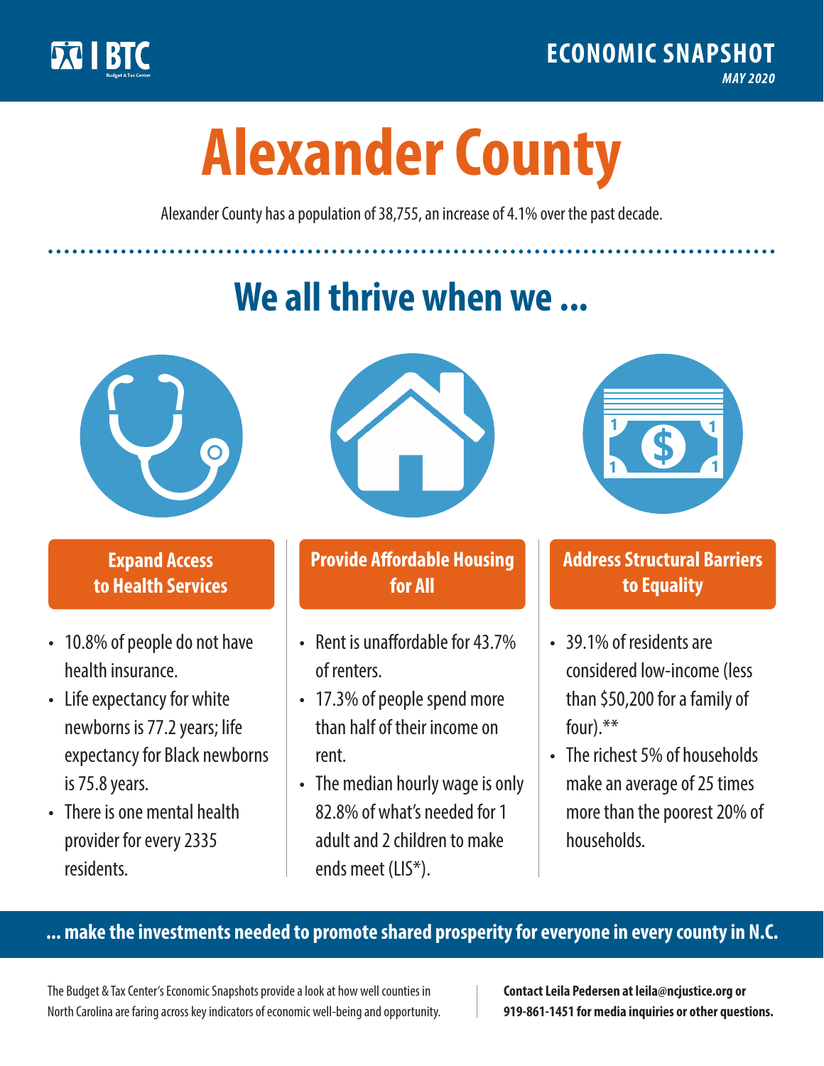BTC Budget & Tax Center

**ECONOMIC SNAPSHOT**
*MAY 2020*

# Alexander County

Alexander County has a population of 38,755, an increase of 4.1% over the past decade.

## We all thrive when we ...

### Expand Access to Health Services

- 10.8% of people do not have health insurance.
- Life expectancy for white newborns is 77.2 years; life expectancy for Black newborns is 75.8 years.
- There is one mental health provider for every 2335 residents.

### Provide Affordable Housing for All

- Rent is unaffordable for 43.7% of renters.
- 17.3% of people spend more than half of their income on rent.
- The median hourly wage is only 82.8% of what's needed for 1 adult and 2 children to make ends meet (LIS*).

### Address Structural Barriers to Equality

- 39.1% of residents are considered low-income (less than $50,200 for a family of four).**
- The richest 5% of households make an average of 25 times more than the poorest 20% of households.

**... make the investments needed to promote shared prosperity for everyone in every county in N.C.**

The Budget & Tax Center's Economic Snapshots provide a look at how well counties in North Carolina are faring across key indicators of economic well-being and opportunity.

**Contact Leila Pedersen at leila@ncjustice.org or 919-861-1451 for media inquiries or other questions.**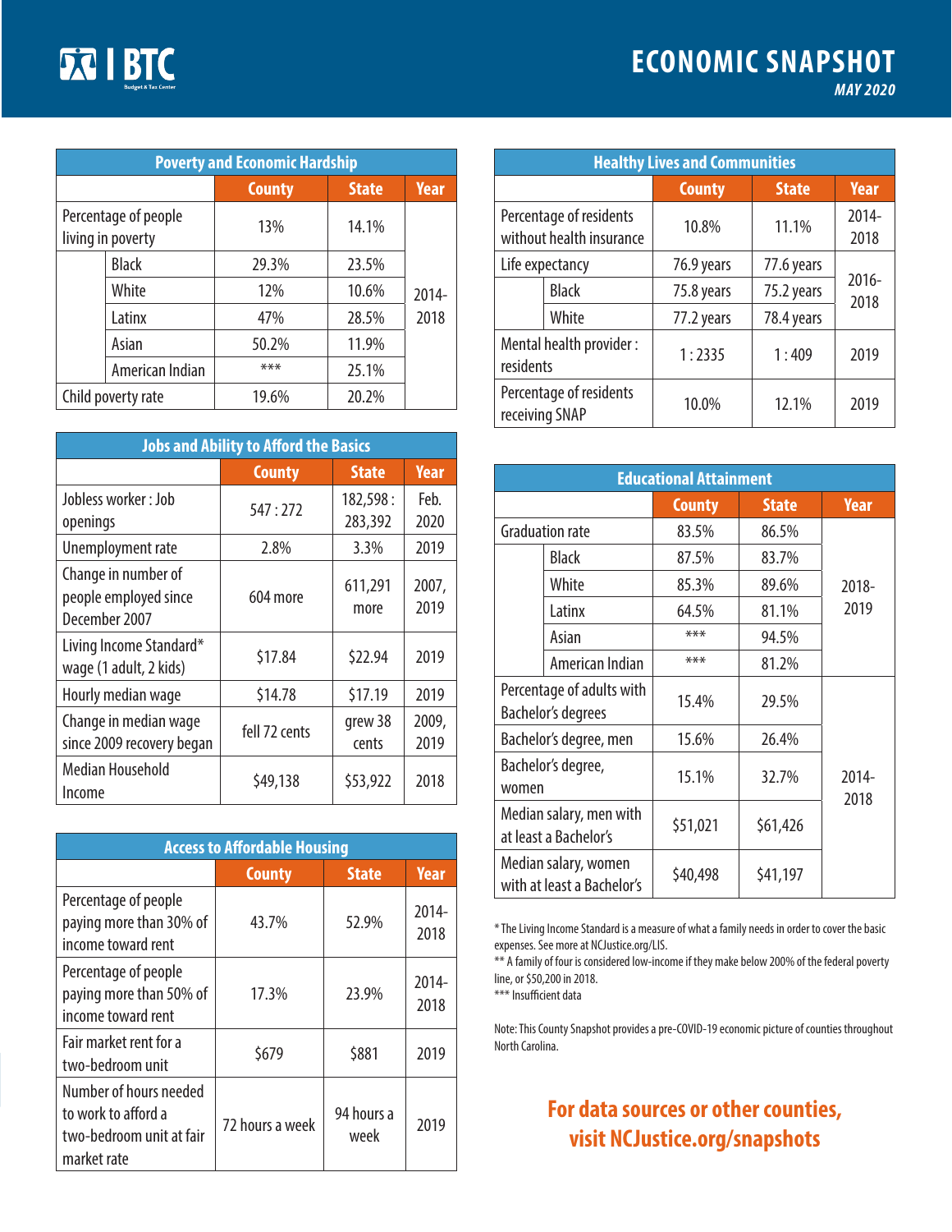# ECONOMIC SNAPSHOT

*MAY 2020*

| Poverty and Economic Hardship | | County | State | Year |
|---|---|---|---|---|
| Percentage of people living in poverty | | 13% | 14.1% | 2014-2018 |
| | Black | 29.3% | 23.5% | |
| | White | 12% | 10.6% | |
| | Latinx | 47% | 28.5% | |
| | Asian | 50.2% | 11.9% | |
| | American Indian | *** | 25.1% | |
| Child poverty rate | | 19.6% | 20.2% | |

| Jobs and Ability to Afford the Basics | County | State | Year |
|---|---|---|---|
| Jobless worker : Job openings | 547 : 272 | 182,598 : 283,392 | Feb. 2020 |
| Unemployment rate | 2.8% | 3.3% | 2019 |
| Change in number of people employed since December 2007 | 604 more | 611,291 more | 2007, 2019 |
| Living Income Standard* wage (1 adult, 2 kids) | $17.84 | $22.94 | 2019 |
| Hourly median wage | $14.78 | $17.19 | 2019 |
| Change in median wage since 2009 recovery began | fell 72 cents | grew 38 cents | 2009, 2019 |
| Median Household Income | $49,138 | $53,922 | 2018 |

| Access to Affordable Housing | County | State | Year |
|---|---|---|---|
| Percentage of people paying more than 30% of income toward rent | 43.7% | 52.9% | 2014-2018 |
| Percentage of people paying more than 50% of income toward rent | 17.3% | 23.9% | 2014-2018 |
| Fair market rent for a two-bedroom unit | $679 | $881 | 2019 |
| Number of hours needed to work to afford a two-bedroom unit at fair market rate | 72 hours a week | 94 hours a week | 2019 |

| Healthy Lives and Communities | | County | State | Year |
|---|---|---|---|---|
| Percentage of residents without health insurance | | 10.8% | 11.1% | 2014-2018 |
| Life expectancy | | 76.9 years | 77.6 years | 2016-2018 |
| | Black | 75.8 years | 75.2 years | |
| | White | 77.2 years | 78.4 years | |
| Mental health provider : residents | | 1 : 2335 | 1 : 409 | 2019 |
| Percentage of residents receiving SNAP | | 10.0% | 12.1% | 2019 |

| Educational Attainment | | County | State | Year |
|---|---|---|---|---|
| Graduation rate | | 83.5% | 86.5% | 2018-2019 |
| | Black | 87.5% | 83.7% | |
| | White | 85.3% | 89.6% | |
| | Latinx | 64.5% | 81.1% | |
| | Asian | *** | 94.5% | |
| | American Indian | *** | 81.2% | |
| Percentage of adults with Bachelor's degrees | | 15.4% | 29.5% | 2014-2018 |
| Bachelor's degree, men | | 15.6% | 26.4% | |
| Bachelor's degree, women | | 15.1% | 32.7% | |
| Median salary, men with at least a Bachelor's | | $51,021 | $61,426 | |
| Median salary, women with at least a Bachelor's | | $40,498 | $41,197 | |

* The Living Income Standard is a measure of what a family needs in order to cover the basic expenses. See more at NCJustice.org/LIS.

** A family of four is considered low-income if they make below 200% of the federal poverty line, or $50,200 in 2018.

*** Insufficient data

Note: This County Snapshot provides a pre-COVID-19 economic picture of counties throughout North Carolina.

**For data sources or other counties, visit NCJustice.org/snapshots**